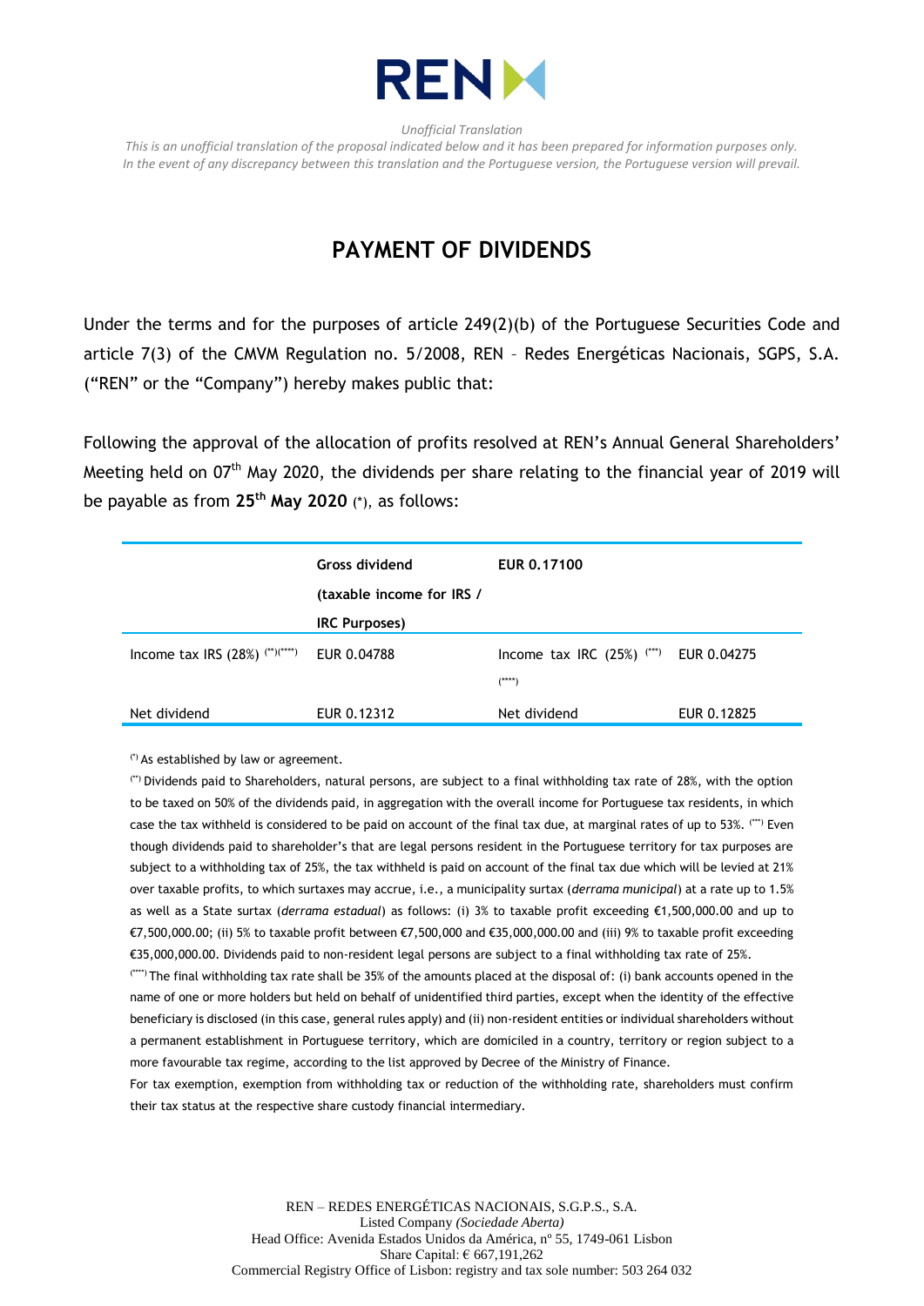*Unofficial Translation*

*This is an unofficial translation of the proposal indicated below and it has been prepared for information purposes only. In the event of any discrepancy between this translation and the Portuguese version, the Portuguese version will prevail.*

# PAYMENT OF DIVIDENDS

Under the terms and for the purposes of article 249(2)(b) of the Portuguese Securities Code and article 7(3) of the CMVM Regulation no. 5/2008, REN – Redes Energéticas Nacionais, SGPS, S.A. ("REN" or the "Company") hereby makes public that:

Following the approval of the allocation of profits resolved at REN's Annual General Shareholders' Meeting held on 07th May 2020, the dividends per share relating to the financial year of 2019 will be payable as from **25th May 2020** (*), as follows:

| | **Gross dividend (taxable income for IRS / IRC Purposes)** | **EUR 0.17100** | |
|---|---|---|---|
| Income tax IRS (28%) (**)(****) | EUR 0.04788 | Income tax IRC (25%) (***)(****) | EUR 0.04275 |
| Net dividend | EUR 0.12312 | Net dividend | EUR 0.12825 |

(*) As established by law or agreement.

(**) Dividends paid to Shareholders, natural persons, are subject to a final withholding tax rate of 28%, with the option to be taxed on 50% of the dividends paid, in aggregation with the overall income for Portuguese tax residents, in which case the tax withheld is considered to be paid on account of the final tax due, at marginal rates of up to 53%. (***) Even though dividends paid to shareholder's that are legal persons resident in the Portuguese territory for tax purposes are subject to a withholding tax of 25%, the tax withheld is paid on account of the final tax due which will be levied at 21% over taxable profits, to which surtaxes may accrue, i.e., a municipality surtax (*derrama municipal*) at a rate up to 1.5% as well as a State surtax (*derrama estadual*) as follows: (i) 3% to taxable profit exceeding €1,500,000.00 and up to €7,500,000.00; (ii) 5% to taxable profit between €7,500,000 and €35,000,000.00 and (iii) 9% to taxable profit exceeding €35,000,000.00. Dividends paid to non-resident legal persons are subject to a final withholding tax rate of 25%.

(****) The final withholding tax rate shall be 35% of the amounts placed at the disposal of: (i) bank accounts opened in the name of one or more holders but held on behalf of unidentified third parties, except when the identity of the effective beneficiary is disclosed (in this case, general rules apply) and (ii) non-resident entities or individual shareholders without a permanent establishment in Portuguese territory, which are domiciled in a country, territory or region subject to a more favourable tax regime, according to the list approved by Decree of the Ministry of Finance.

For tax exemption, exemption from withholding tax or reduction of the withholding rate, shareholders must confirm their tax status at the respective share custody financial intermediary.

REN – REDES ENERGÉTICAS NACIONAIS, S.G.P.S., S.A.
Listed Company *(Sociedade Aberta)*
Head Office: Avenida Estados Unidos da América, nº 55, 1749-061 Lisbon
Share Capital: € 667,191,262
Commercial Registry Office of Lisbon: registry and tax sole number: 503 264 032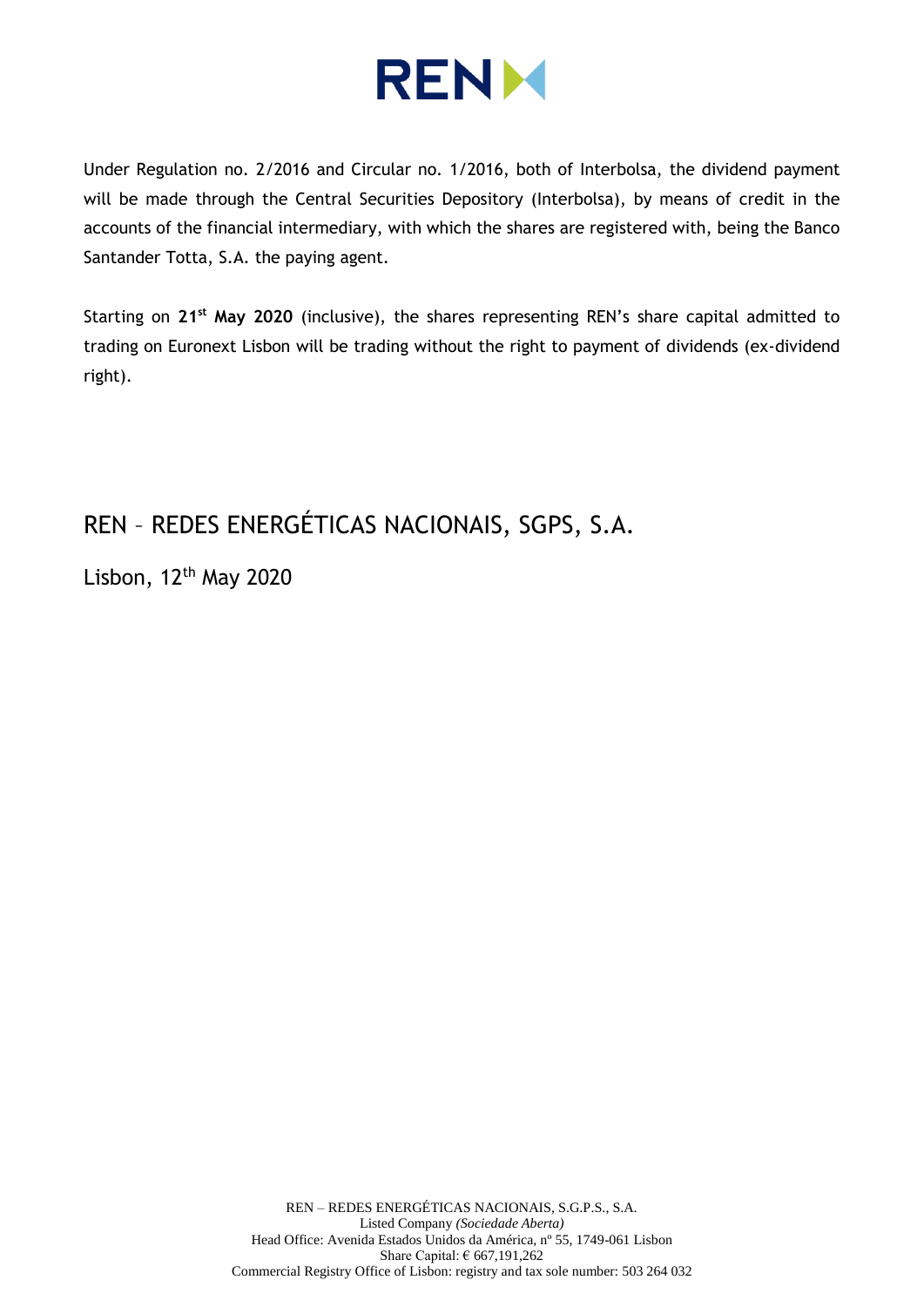Under Regulation no. 2/2016 and Circular no. 1/2016, both of Interbolsa, the dividend payment will be made through the Central Securities Depository (Interbolsa), by means of credit in the accounts of the financial intermediary, with which the shares are registered with, being the Banco Santander Totta, S.A. the paying agent.

Starting on **21st May 2020** (inclusive), the shares representing REN's share capital admitted to trading on Euronext Lisbon will be trading without the right to payment of dividends (ex-dividend right).

REN – REDES ENERGÉTICAS NACIONAIS, SGPS, S.A.

Lisbon, 12th May 2020

REN – REDES ENERGÉTICAS NACIONAIS, S.G.P.S., S.A.
Listed Company *(Sociedade Aberta)*
Head Office: Avenida Estados Unidos da América, nº 55, 1749-061 Lisbon
Share Capital: € 667,191,262
Commercial Registry Office of Lisbon: registry and tax sole number: 503 264 032